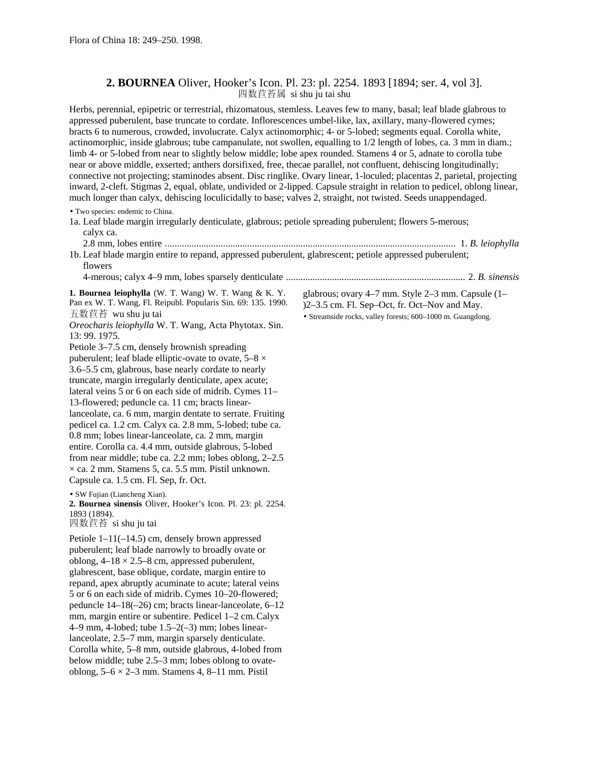Flora of China 18: 249–250. 1998.

## 2. **BOURNEA** Oliver, Hooker's Icon. Pl. 23: pl. 2254. 1893 [1894; ser. 4, vol 3].

四数苣苔属 si shu ju tai shu

Herbs, perennial, epipetric or terrestrial, rhizomatous, stemless. Leaves few to many, basal; leaf blade glabrous to appressed puberulent, base truncate to cordate. Inflorescences umbel-like, lax, axillary, many-flowered cymes; bracts 6 to numerous, crowded, involucrate. Calyx actinomorphic; 4- or 5-lobed; segments equal. Corolla white, actinomorphic, inside glabrous; tube campanulate, not swollen, equalling to 1/2 length of lobes, ca. 3 mm in diam.; limb 4- or 5-lobed from near to slightly below middle; lobe apex rounded. Stamens 4 or 5, adnate to corolla tube near or above middle, exserted; anthers dorsifixed, free, thecae parallel, not confluent, dehiscing longitudinally; connective not projecting; staminodes absent. Disc ringlike. Ovary linear, 1-loculed; placentas 2, parietal, projecting inward, 2-cleft. Stigmas 2, equal, oblate, undivided or 2-lipped. Capsule straight in relation to pedicel, oblong linear, much longer than calyx, dehiscing loculicidally to base; valves 2, straight, not twisted. Seeds unappendaged.

• Two species: endemic to China.

1a. Leaf blade margin irregularly denticulate, glabrous; petiole spreading puberulent; flowers 5-merous; calyx ca. 2.8 mm, lobes entire ........................ 1. *B. leiophylla*

1b. Leaf blade margin entire to repand, appressed puberulent, glabrescent; petiole appressed puberulent; flowers 4-merous; calyx 4–9 mm, lobes sparsely denticulate ........................ 2. *B. sinensis*

**1. Bournea leiophylla** (W. T. Wang) W. T. Wang & K. Y. Pan ex W. T. Wang, Fl. Reipubl. Popularis Sin. 69: 135. 1990.

五数苣苔 wu shu ju tai

*Oreocharis leiophylla* W. T. Wang, Acta Phytotax. Sin. 13: 99. 1975.

Petiole 3–7.5 cm, densely brownish spreading puberulent; leaf blade elliptic-ovate to ovate, 5–8 × 3.6–5.5 cm, glabrous, base nearly cordate to nearly truncate, margin irregularly denticulate, apex acute; lateral veins 5 or 6 on each side of midrib. Cymes 11–13-flowered; peduncle ca. 11 cm; bracts linear-lanceolate, ca. 6 mm, margin dentate to serrate. Fruiting pedicel ca. 1.2 cm. Calyx ca. 2.8 mm, 5-lobed; tube ca. 0.8 mm; lobes linear-lanceolate, ca. 2 mm, margin entire. Corolla ca. 4.4 mm, outside glabrous, 5-lobed from near middle; tube ca. 2.2 mm; lobes oblong, 2–2.5 × ca. 2 mm. Stamens 5, ca. 5.5 mm. Pistil unknown. Capsule ca. 1.5 cm. Fl. Sep, fr. Oct.

• SW Fujian (Liancheng Xian).

**2. Bournea sinensis** Oliver, Hooker's Icon. Pl. 23: pl. 2254. 1893 (1894).

四数苣苔 si shu ju tai

Petiole 1–11(–14.5) cm, densely brown appressed puberulent; leaf blade narrowly to broadly ovate or oblong, 4–18 × 2.5–8 cm, appressed puberulent, glabrescent, base oblique, cordate, margin entire to repand, apex abruptly acuminate to acute; lateral veins 5 or 6 on each side of midrib. Cymes 10–20-flowered; peduncle 14–18(–26) cm; bracts linear-lanceolate, 6–12 mm, margin entire or subentire. Pedicel 1–2 cm. Calyx 4–9 mm, 4-lobed; tube 1.5–2(–3) mm; lobes linear-lanceolate, 2.5–7 mm, margin sparsely denticulate. Corolla white, 5–8 mm, outside glabrous, 4-lobed from below middle; tube 2.5–3 mm; lobes oblong to ovate-oblong, 5–6 × 2–3 mm. Stamens 4, 8–11 mm. Pistil glabrous; ovary 4–7 mm. Style 2–3 mm. Capsule (1–)2–3.5 cm. Fl. Sep–Oct, fr. Oct–Nov and May.

• Streamside rocks, valley forests; 600–1000 m. Guangdong.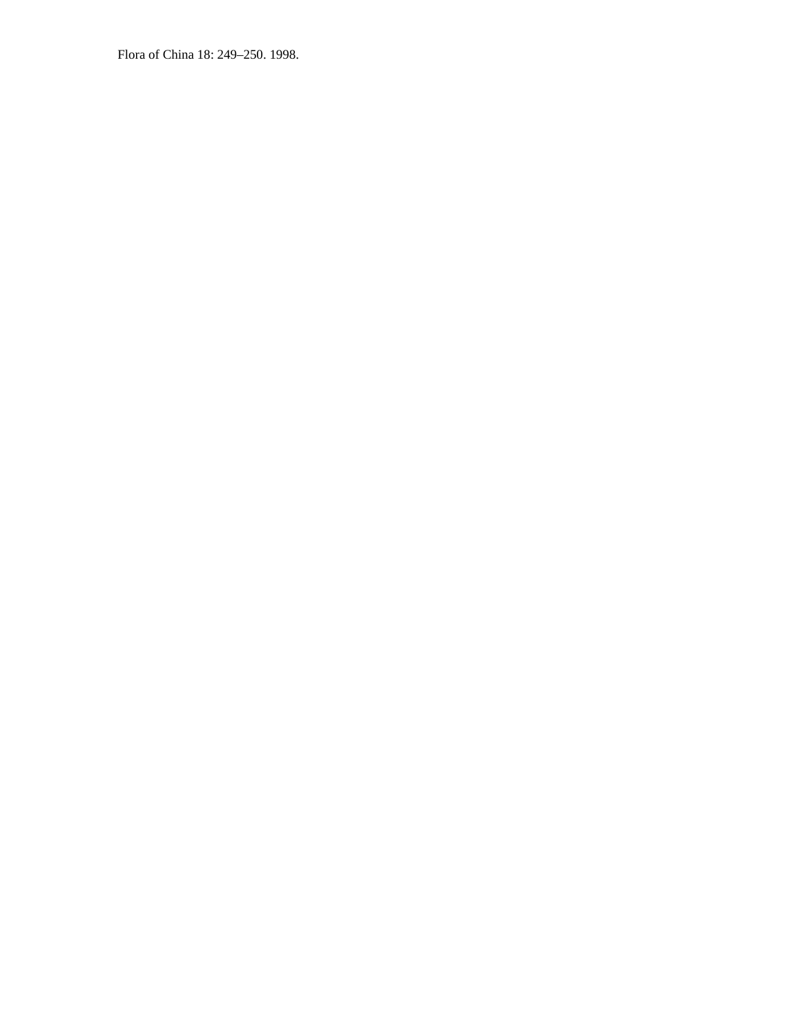Flora of China 18: 249–250. 1998.